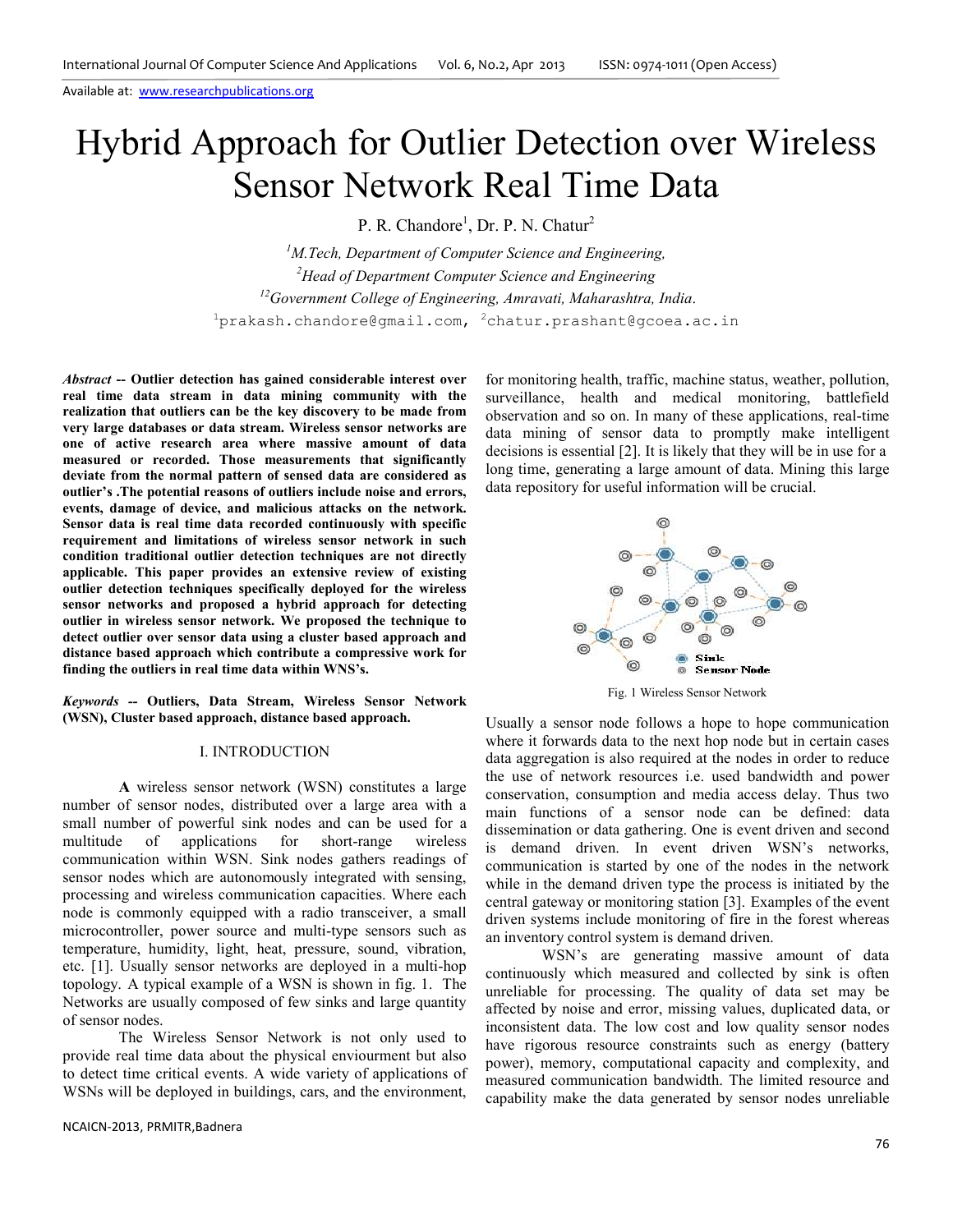Available at: www.researchpublications.org

# Hybrid Approach for Outlier Detection over Wireless Sensor Network Real Time Data

P. R. Chandore[1], Dr. P. N. Chatur[2]

[1]*M.Tech, Department of Computer Science and Engineering,*
[2]*Head of Department Computer Science and Engineering*
[12]*Government College of Engineering, Amravati, Maharashtra, India.*
[1]prakash.chandore@gmail.com, [2]chatur.prashant@gcoea.ac.in

***Abstract* -- Outlier detection has gained considerable interest over real time data stream in data mining community with the realization that outliers can be the key discovery to be made from very large databases or data stream. Wireless sensor networks are one of active research area where massive amount of data measured or recorded. Those measurements that significantly deviate from the normal pattern of sensed data are considered as outlier's .The potential reasons of outliers include noise and errors, events, damage of device, and malicious attacks on the network. Sensor data is real time data recorded continuously with specific requirement and limitations of wireless sensor network in such condition traditional outlier detection techniques are not directly applicable. This paper provides an extensive review of existing outlier detection techniques specifically deployed for the wireless sensor networks and proposed a hybrid approach for detecting outlier in wireless sensor network. We proposed the technique to detect outlier over sensor data using a cluster based approach and distance based approach which contribute a compressive work for finding the outliers in real time data within WNS's.**

***Keywords* -- Outliers, Data Stream, Wireless Sensor Network (WSN), Cluster based approach, distance based approach.**

## I. INTRODUCTION

A wireless sensor network (WSN) constitutes a large number of sensor nodes, distributed over a large area with a small number of powerful sink nodes and can be used for a multitude of applications for short-range wireless communication within WSN. Sink nodes gathers readings of sensor nodes which are autonomously integrated with sensing, processing and wireless communication capacities. Where each node is commonly equipped with a radio transceiver, a small microcontroller, power source and multi-type sensors such as temperature, humidity, light, heat, pressure, sound, vibration, etc. [1]. Usually sensor networks are deployed in a multi-hop topology. A typical example of a WSN is shown in fig. 1. The Networks are usually composed of few sinks and large quantity of sensor nodes.

The Wireless Sensor Network is not only used to provide real time data about the physical enviourment but also to detect time critical events. A wide variety of applications of WSNs will be deployed in buildings, cars, and the environment, for monitoring health, traffic, machine status, weather, pollution, surveillance, health and medical monitoring, battlefield observation and so on. In many of these applications, real-time data mining of sensor data to promptly make intelligent decisions is essential [2]. It is likely that they will be in use for a long time, generating a large amount of data. Mining this large data repository for useful information will be crucial.

Fig. 1 Wireless Sensor Network

Usually a sensor node follows a hope to hope communication where it forwards data to the next hop node but in certain cases data aggregation is also required at the nodes in order to reduce the use of network resources i.e. used bandwidth and power conservation, consumption and media access delay. Thus two main functions of a sensor node can be defined: data dissemination or data gathering. One is event driven and second is demand driven. In event driven WSN's networks, communication is started by one of the nodes in the network while in the demand driven type the process is initiated by the central gateway or monitoring station [3]. Examples of the event driven systems include monitoring of fire in the forest whereas an inventory control system is demand driven.

WSN's are generating massive amount of data continuously which measured and collected by sink is often unreliable for processing. The quality of data set may be affected by noise and error, missing values, duplicated data, or inconsistent data. The low cost and low quality sensor nodes have rigorous resource constraints such as energy (battery power), memory, computational capacity and complexity, and measured communication bandwidth. The limited resource and capability make the data generated by sensor nodes unreliable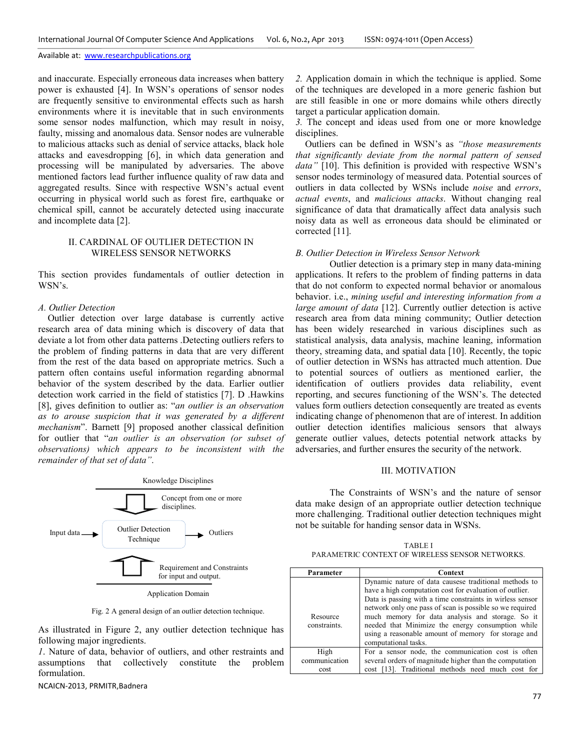and inaccurate. Especially erroneous data increases when battery power is exhausted [4]. In WSN's operations of sensor nodes are frequently sensitive to environmental effects such as harsh environments where it is inevitable that in such environments some sensor nodes malfunction, which may result in noisy, faulty, missing and anomalous data. Sensor nodes are vulnerable to malicious attacks such as denial of service attacks, black hole attacks and eavesdropping [6], in which data generation and processing will be manipulated by adversaries. The above mentioned factors lead further influence quality of raw data and aggregated results. Since with respective WSN's actual event occurring in physical world such as forest fire, earthquake or chemical spill, cannot be accurately detected using inaccurate and incomplete data [2].

## II. CARDINAL OF OUTLIER DETECTION IN WIRELESS SENSOR NETWORKS

This section provides fundamentals of outlier detection in WSN's.

### A. Outlier Detection

Outlier detection over large database is currently active research area of data mining which is discovery of data that deviate a lot from other data patterns .Detecting outliers refers to the problem of finding patterns in data that are very different from the rest of the data based on appropriate metrics. Such a pattern often contains useful information regarding abnormal behavior of the system described by the data. Earlier outlier detection work carried in the field of statistics [7]. D .Hawkins [8], gives definition to outlier as: "*an outlier is an observation as to arouse suspicion that it was generated by a different mechanism*". Barnett [9] proposed another classical definition for outlier that "*an outlier is an observation (or subset of observations) which appears to be inconsistent with the remainder of that set of data"*.

Knowledge Disciplines

Concept from one or more disciplines.

Input data → Outlier Detection Technique → Outliers

Requirement and Constraints for input and output.

Application Domain

Fig. 2 A general design of an outlier detection technique.

As illustrated in Figure 2, any outlier detection technique has following major ingredients.

*1*. Nature of data, behavior of outliers, and other restraints and assumptions that collectively constitute the problem formulation.

*2.* Application domain in which the technique is applied. Some of the techniques are developed in a more generic fashion but are still feasible in one or more domains while others directly target a particular application domain.

*3.* The concept and ideas used from one or more knowledge disciplines.

Outliers can be defined in WSN's as *"those measurements that significantly deviate from the normal pattern of sensed data"* [10]. This definition is provided with respective WSN's sensor nodes terminology of measured data. Potential sources of outliers in data collected by WSNs include *noise* and *errors*, *actual events*, and *malicious attacks*. Without changing real significance of data that dramatically affect data analysis such noisy data as well as erroneous data should be eliminated or corrected [11].

### B. Outlier Detection in Wireless Sensor Network

Outlier detection is a primary step in many data-mining applications. It refers to the problem of finding patterns in data that do not conform to expected normal behavior or anomalous behavior. i.e., *mining useful and interesting information from a large amount of data* [12]. Currently outlier detection is active research area from data mining community; Outlier detection has been widely researched in various disciplines such as statistical analysis, data analysis, machine leaning, information theory, streaming data, and spatial data [10]. Recently, the topic of outlier detection in WSNs has attracted much attention. Due to potential sources of outliers as mentioned earlier, the identification of outliers provides data reliability, event reporting, and secures functioning of the WSN's. The detected values form outliers detection consequently are treated as events indicating change of phenomenon that are of interest. In addition outlier detection identifies malicious sensors that always generate outlier values, detects potential network attacks by adversaries, and further ensures the security of the network.

## III. MOTIVATION

The Constraints of WSN's and the nature of sensor data make design of an appropriate outlier detection technique more challenging. Traditional outlier detection techniques might not be suitable for handing sensor data in WSNs.

TABLE I
PARAMETRIC CONTEXT OF WIRELESS SENSOR NETWORKS.

| Parameter | Context |
|---|---|
| Resource constraints. | Dynamic nature of data causese traditional methods to have a high computation cost for evaluation of outlier. Data is passing with a time constraints in wirless sensor network only one pass of scan is possible so we required much memory for data analysis and storage. So it needed that Minimize the energy consumption while using a reasonable amount of memory for storage and computational tasks. |
| High communication cost | For a sensor node, the communication cost is often several orders of magnitude higher than the computation cost [13]. Traditional methods need much cost for |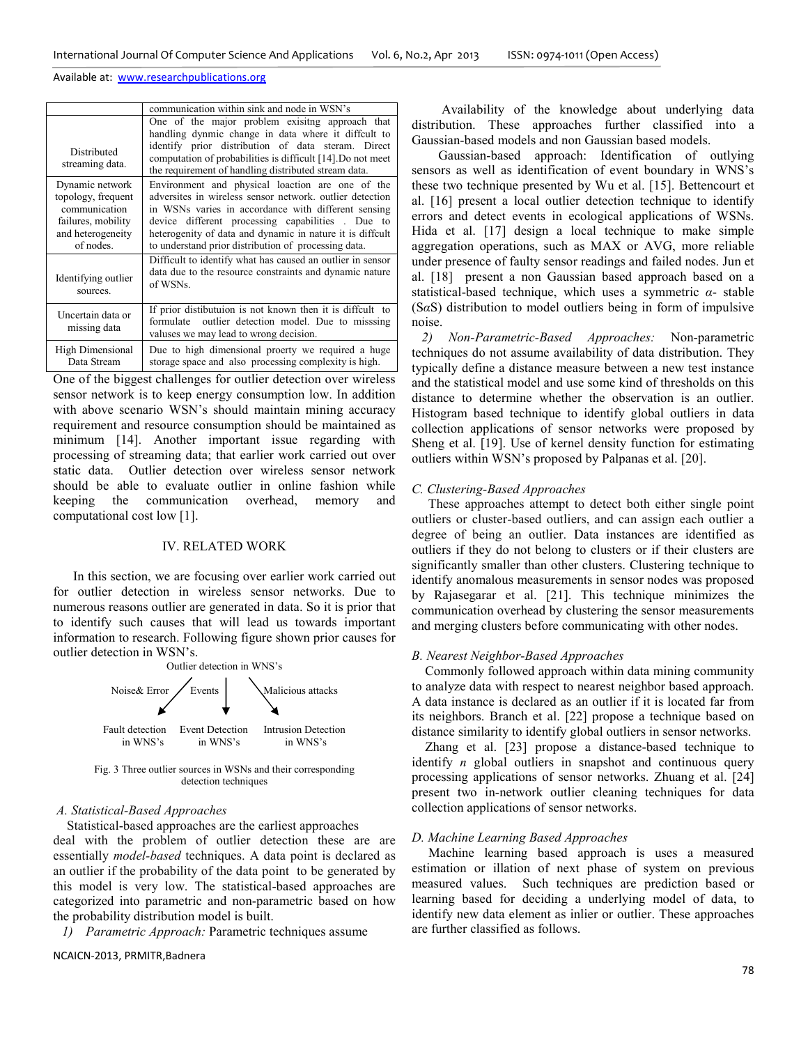| | communication within sink and node in WSN's |
|---|---|
| Distributed streaming data. | One of the major problem exisitng approach that handling dynmic change in data where it diffcult to identify prior distribution of data steram. Direct computation of probabilities is difficult [14].Do not meet the requirement of handling distributed stream data. |
| Dynamic network topology, frequent communication failures, mobility and heterogeneity of nodes. | Environment and physical loaction are one of the adversites in wireless sensor network. outlier detection in WSNs varies in accordance with different sensing device different processing capabilities . Due to heterogenity of data and dynamic in nature it is diffcult to understand prior distribution of processing data. |
| Identifying outlier sources. | Difficult to identify what has caused an outlier in sensor data due to the resource constraints and dynamic nature of WSNs. |
| Uncertain data or missing data | If prior distibutuion is not known then it is diffcult to formulate outlier detection model. Due to misssing valuses we may lead to wrong decision. |
| High Dimensional Data Stream | Due to high dimensional proerty we required a huge storage space and also processing complexity is high. |

One of the biggest challenges for outlier detection over wireless sensor network is to keep energy consumption low. In addition with above scenario WSN's should maintain mining accuracy requirement and resource consumption should be maintained as minimum [14]. Another important issue regarding with processing of streaming data; that earlier work carried out over static data. Outlier detection over wireless sensor network should be able to evaluate outlier in online fashion while keeping the communication overhead, memory and computational cost low [1].

## IV. RELATED WORK

In this section, we are focusing over earlier work carried out for outlier detection in wireless sensor networks. Due to numerous reasons outlier are generated in data. So it is prior that to identify such causes that will lead us towards important information to research. Following figure shown prior causes for outlier detection in WSN's.

Outlier detection in WNS's

Noise& Error — Events — Malicious attacks

Fault detection in WNS's — Event Detection in WNS's — Intrusion Detection in WNS's

Fig. 3 Three outlier sources in WSNs and their corresponding detection techniques

### *A. Statistical-Based Approaches*

Statistical-based approaches are the earliest approaches deal with the problem of outlier detection these are are essentially *model-based* techniques. A data point is declared as an outlier if the probability of the data point to be generated by this model is very low. The statistical-based approaches are categorized into parametric and non-parametric based on how the probability distribution model is built.

*1) Parametric Approach:* Parametric techniques assume Availability of the knowledge about underlying data distribution. These approaches further classified into a Gaussian-based models and non Gaussian based models.

Gaussian-based approach: Identification of outlying sensors as well as identification of event boundary in WNS's these two technique presented by Wu et al. [15]. Bettencourt et al. [16] present a local outlier detection technique to identify errors and detect events in ecological applications of WSNs. Hida et al. [17] design a local technique to make simple aggregation operations, such as MAX or AVG, more reliable under presence of faulty sensor readings and failed nodes. Jun et al. [18] present a non Gaussian based approach based on a statistical-based technique, which uses a symmetric $\alpha$- stable (S$\alpha$S) distribution to model outliers being in form of impulsive noise.

*2) Non-Parametric-Based Approaches:* Non-parametric techniques do not assume availability of data distribution. They typically define a distance measure between a new test instance and the statistical model and use some kind of thresholds on this distance to determine whether the observation is an outlier. Histogram based technique to identify global outliers in data collection applications of sensor networks were proposed by Sheng et al. [19]. Use of kernel density function for estimating outliers within WSN's proposed by Palpanas et al. [20].

### *C. Clustering-Based Approaches*

These approaches attempt to detect both either single point outliers or cluster-based outliers, and can assign each outlier a degree of being an outlier. Data instances are identified as outliers if they do not belong to clusters or if their clusters are significantly smaller than other clusters. Clustering technique to identify anomalous measurements in sensor nodes was proposed by Rajasegarar et al. [21]. This technique minimizes the communication overhead by clustering the sensor measurements and merging clusters before communicating with other nodes.

### *B. Nearest Neighbor-Based Approaches*

Commonly followed approach within data mining community to analyze data with respect to nearest neighbor based approach. A data instance is declared as an outlier if it is located far from its neighbors. Branch et al. [22] propose a technique based on distance similarity to identify global outliers in sensor networks.

Zhang et al. [23] propose a distance-based technique to identify *n* global outliers in snapshot and continuous query processing applications of sensor networks. Zhuang et al. [24] present two in-network outlier cleaning techniques for data collection applications of sensor networks.

### *D. Machine Learning Based Approaches*

Machine learning based approach is uses a measured estimation or illation of next phase of system on previous measured values. Such techniques are prediction based or learning based for deciding a underlying model of data, to identify new data element as inlier or outlier. These approaches are further classified as follows.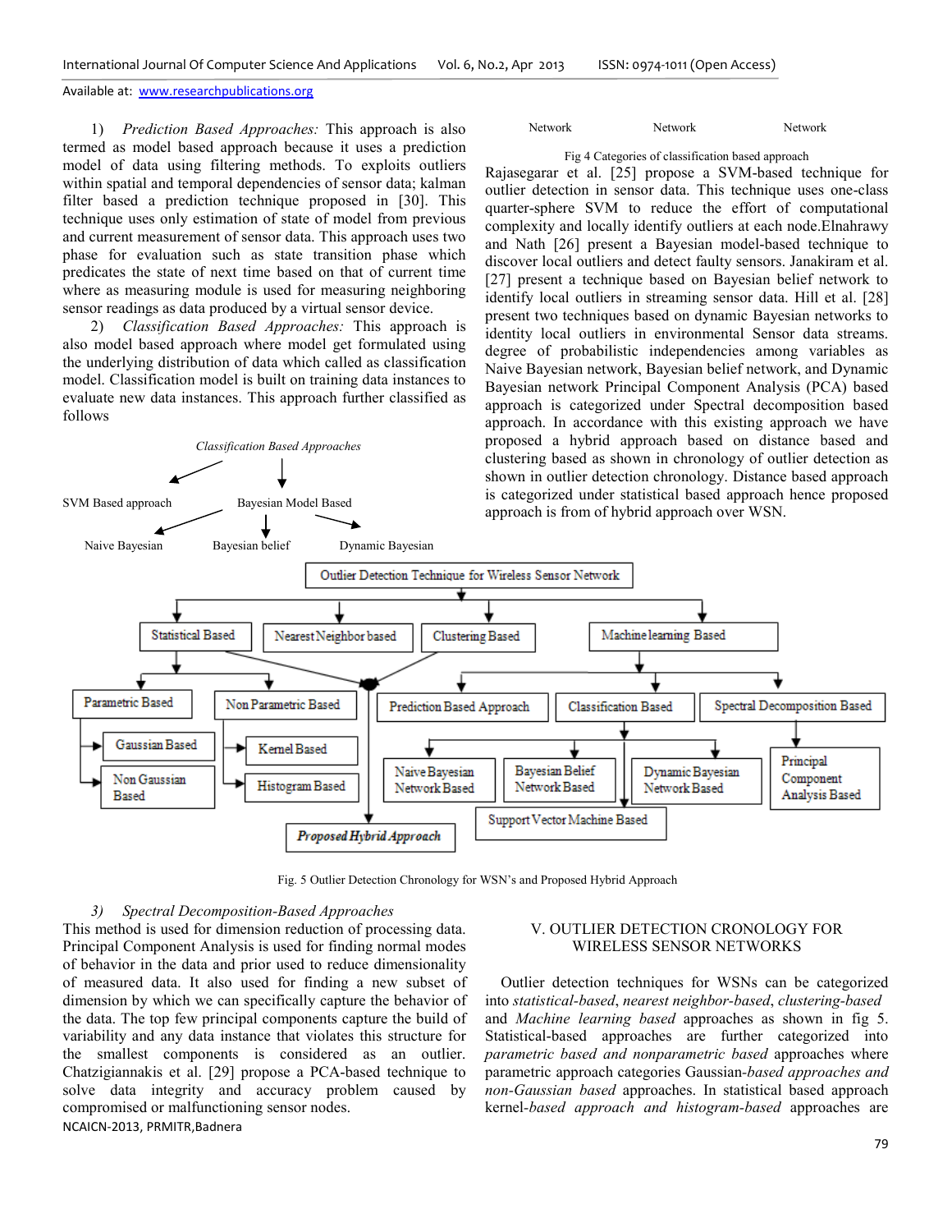1) *Prediction Based Approaches:* This approach is also termed as model based approach because it uses a prediction model of data using filtering methods. To exploits outliers within spatial and temporal dependencies of sensor data; kalman filter based a prediction technique proposed in [30]. This technique uses only estimation of state of model from previous and current measurement of sensor data. This approach uses two phase for evaluation such as state transition phase which predicates the state of next time based on that of current time where as measuring module is used for measuring neighboring sensor readings as data produced by a virtual sensor device.

2) *Classification Based Approaches:* This approach is also model based approach where model get formulated using the underlying distribution of data which called as classification model. Classification model is built on training data instances to evaluate new data instances. This approach further classified as follows

*Classification Based Approaches*

SVM Based approach    Bayesian Model Based

Naive Bayesian Network    Bayesian belief Network    Dynamic Bayesian Network

Fig 4 Categories of classification based approach

Rajasegarar et al. [25] propose a SVM-based technique for outlier detection in sensor data. This technique uses one-class quarter-sphere SVM to reduce the effort of computational complexity and locally identify outliers at each node.Elnahrawy and Nath [26] present a Bayesian model-based technique to discover local outliers and detect faulty sensors. Janakiram et al. [27] present a technique based on Bayesian belief network to identify local outliers in streaming sensor data. Hill et al. [28] present two techniques based on dynamic Bayesian networks to identity local outliers in environmental Sensor data streams. degree of probabilistic independencies among variables as Naive Bayesian network, Bayesian belief network, and Dynamic Bayesian network Principal Component Analysis (PCA) based approach is categorized under Spectral decomposition based approach. In accordance with this existing approach we have proposed a hybrid approach based on distance based and clustering based as shown in chronology of outlier detection as shown in outlier detection chronology. Distance based approach is categorized under statistical based approach hence proposed approach is from of hybrid approach over WSN.

Outlier Detection Technique for Wireless Sensor Network
- Statistical Based
  - Parametric Based
    - Gaussian Based
    - Non Gaussian Based
  - Non Parametric Based
    - Kernel Based
    - Histogram Based
- Nearest Neighbor based
- Clustering Based
- Machine learning Based
  - Prediction Based Approach
  - Classification Based
    - Naive Bayesian Network Based
    - Bayesian Belief Network Based
    - Dynamic Bayesian Network Based
    - Support Vector Machine Based
  - Spectral Decomposition Based
    - Principal Component Analysis Based

*Proposed Hybrid Approach*

Fig. 5 Outlier Detection Chronology for WSN's and Proposed Hybrid Approach

3) *Spectral Decomposition-Based Approaches*

This method is used for dimension reduction of processing data. Principal Component Analysis is used for finding normal modes of behavior in the data and prior used to reduce dimensionality of measured data. It also used for finding a new subset of dimension by which we can specifically capture the behavior of the data. The top few principal components capture the build of variability and any data instance that violates this structure for the smallest components is considered as an outlier. Chatzigiannakis et al. [29] propose a PCA-based technique to solve data integrity and accuracy problem caused by compromised or malfunctioning sensor nodes.

## V. OUTLIER DETECTION CRONOLOGY FOR WIRELESS SENSOR NETWORKS

Outlier detection techniques for WSNs can be categorized into *statistical-based*, *nearest neighbor-based*, *clustering-based* and *Machine learning based* approaches as shown in fig 5. Statistical-based approaches are further categorized into *parametric based and nonparametric based* approaches where parametric approach categories Gaussian-*based approaches and non-Gaussian based* approaches. In statistical based approach kernel-*based approach and histogram-based* approaches are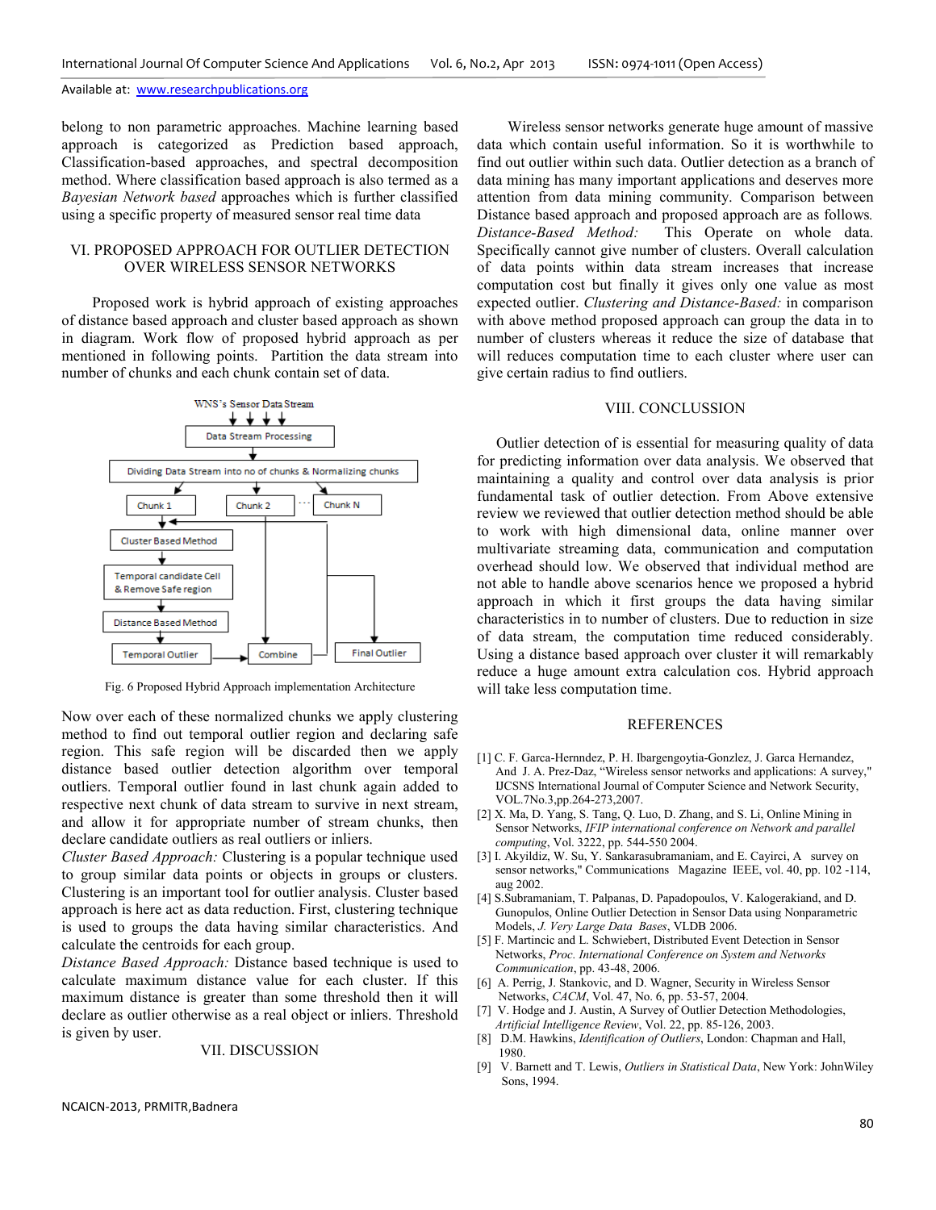belong to non parametric approaches. Machine learning based approach is categorized as Prediction based approach, Classification-based approaches, and spectral decomposition method. Where classification based approach is also termed as a *Bayesian Network based* approaches which is further classified using a specific property of measured sensor real time data

## VI. PROPOSED APPROACH FOR OUTLIER DETECTION OVER WIRELESS SENSOR NETWORKS

Proposed work is hybrid approach of existing approaches of distance based approach and cluster based approach as shown in diagram. Work flow of proposed hybrid approach as per mentioned in following points. Partition the data stream into number of chunks and each chunk contain set of data.

WNS's Sensor Data Stream

Data Stream Processing

Dividing Data Stream into no of chunks & Normalizing chunks

Chunk 1 | Chunk 2 | ... | Chunk N

Cluster Based Method

Temporal candidate Cell & Remove Safe region

Distance Based Method

Temporal Outlier | Combine | Final Outlier

Fig. 6 Proposed Hybrid Approach implementation Architecture

Now over each of these normalized chunks we apply clustering method to find out temporal outlier region and declaring safe region. This safe region will be discarded then we apply distance based outlier detection algorithm over temporal outliers. Temporal outlier found in last chunk again added to respective next chunk of data stream to survive in next stream, and allow it for appropriate number of stream chunks, then declare candidate outliers as real outliers or inliers.

*Cluster Based Approach:* Clustering is a popular technique used to group similar data points or objects in groups or clusters. Clustering is an important tool for outlier analysis. Cluster based approach is here act as data reduction. First, clustering technique is used to groups the data having similar characteristics. And calculate the centroids for each group.

*Distance Based Approach:* Distance based technique is used to calculate maximum distance value for each cluster. If this maximum distance is greater than some threshold then it will declare as outlier otherwise as a real object or inliers. Threshold is given by user.

## VII. DISCUSSION

Wireless sensor networks generate huge amount of massive data which contain useful information. So it is worthwhile to find out outlier within such data. Outlier detection as a branch of data mining has many important applications and deserves more attention from data mining community. Comparison between Distance based approach and proposed approach are as follows. *Distance-Based Method:* This Operate on whole data. Specifically cannot give number of clusters. Overall calculation of data points within data stream increases that increase computation cost but finally it gives only one value as most expected outlier. *Clustering and Distance-Based:* in comparison with above method proposed approach can group the data in to number of clusters whereas it reduce the size of database that will reduces computation time to each cluster where user can give certain radius to find outliers.

## VIII. CONCLUSSION

Outlier detection of is essential for measuring quality of data for predicting information over data analysis. We observed that maintaining a quality and control over data analysis is prior fundamental task of outlier detection. From Above extensive review we reviewed that outlier detection method should be able to work with high dimensional data, online manner over multivariate streaming data, communication and computation overhead should low. We observed that individual method are not able to handle above scenarios hence we proposed a hybrid approach in which it first groups the data having similar characteristics in to number of clusters. Due to reduction in size of data stream, the computation time reduced considerably. Using a distance based approach over cluster it will remarkably reduce a huge amount extra calculation cos. Hybrid approach will take less computation time.

## REFERENCES

[1] C. F. Garca-Hernndez, P. H. Ibargengoytia-Gonzlez, J. Garca Hernandez, And J. A. Prez-Daz, "Wireless sensor networks and applications: A survey," IJCSNS International Journal of Computer Science and Network Security, VOL.7No.3,pp.264-273,2007.

[2] X. Ma, D. Yang, S. Tang, Q. Luo, D. Zhang, and S. Li, Online Mining in Sensor Networks, *IFIP international conference on Network and parallel computing*, Vol. 3222, pp. 544-550 2004.

[3] I. Akyildiz, W. Su, Y. Sankarasubramaniam, and E. Cayirci, A survey on sensor networks," Communications Magazine IEEE, vol. 40, pp. 102 -114, aug 2002.

[4] S.Subramaniam, T. Palpanas, D. Papadopoulos, V. Kalogerakiand, and D. Gunopulos, Online Outlier Detection in Sensor Data using Nonparametric Models, *J. Very Large Data Bases*, VLDB 2006.

[5] F. Martincic and L. Schwiebert, Distributed Event Detection in Sensor Networks, *Proc. International Conference on System and Networks Communication*, pp. 43-48, 2006.

[6] A. Perrig, J. Stankovic, and D. Wagner, Security in Wireless Sensor Networks, *CACM*, Vol. 47, No. 6, pp. 53-57, 2004.

[7] V. Hodge and J. Austin, A Survey of Outlier Detection Methodologies, *Artificial Intelligence Review*, Vol. 22, pp. 85-126, 2003.

[8] D.M. Hawkins, *Identification of Outliers*, London: Chapman and Hall, 1980.

[9] V. Barnett and T. Lewis, *Outliers in Statistical Data*, New York: JohnWiley Sons, 1994.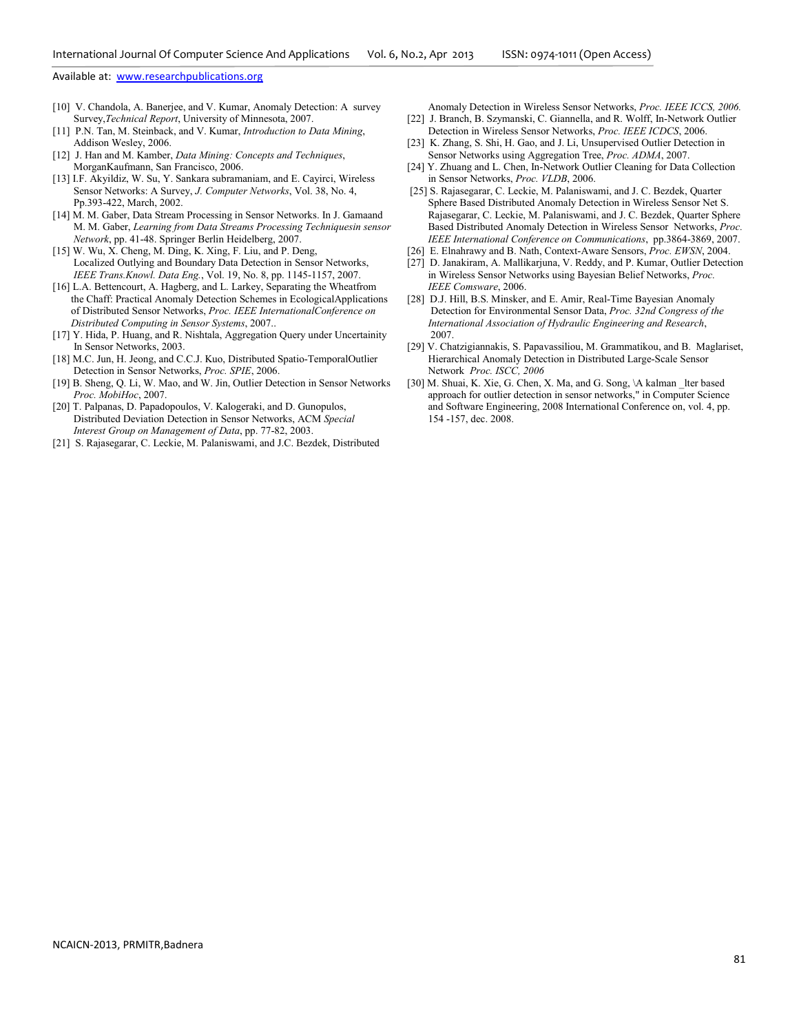[10] V. Chandola, A. Banerjee, and V. Kumar, Anomaly Detection: A survey Survey,*Technical Report*, University of Minnesota, 2007.

[11] P.N. Tan, M. Steinback, and V. Kumar, *Introduction to Data Mining*, Addison Wesley, 2006.

[12] J. Han and M. Kamber, *Data Mining: Concepts and Techniques*, MorganKaufmann, San Francisco, 2006.

[13] I.F. Akyildiz, W. Su, Y. Sankara subramaniam, and E. Cayirci, Wireless Sensor Networks: A Survey, *J. Computer Networks*, Vol. 38, No. 4, Pp.393-422, March, 2002.

[14] M. M. Gaber, Data Stream Processing in Sensor Networks. In J. Gamaand M. M. Gaber, *Learning from Data Streams Processing Techniquesin sensor Network*, pp. 41-48. Springer Berlin Heidelberg, 2007.

[15] W. Wu, X. Cheng, M. Ding, K. Xing, F. Liu, and P. Deng, Localized Outlying and Boundary Data Detection in Sensor Networks, *IEEE Trans.Knowl. Data Eng.*, Vol. 19, No. 8, pp. 1145-1157, 2007.

[16] L.A. Bettencourt, A. Hagberg, and L. Larkey, Separating the Wheatfrom the Chaff: Practical Anomaly Detection Schemes in EcologicalApplications of Distributed Sensor Networks, *Proc. IEEE InternationalConference on Distributed Computing in Sensor Systems*, 2007..

[17] Y. Hida, P. Huang, and R. Nishtala, Aggregation Query under Uncertainity In Sensor Networks, 2003.

[18] M.C. Jun, H. Jeong, and C.C.J. Kuo, Distributed Spatio-TemporalOutlier Detection in Sensor Networks, *Proc. SPIE*, 2006.

[19] B. Sheng, Q. Li, W. Mao, and W. Jin, Outlier Detection in Sensor Networks *Proc. MobiHoc*, 2007.

[20] T. Palpanas, D. Papadopoulos, V. Kalogeraki, and D. Gunopulos, Distributed Deviation Detection in Sensor Networks, ACM *Special Interest Group on Management of Data*, pp. 77-82, 2003.

[21] S. Rajasegarar, C. Leckie, M. Palaniswami, and J.C. Bezdek, Distributed Anomaly Detection in Wireless Sensor Networks, *Proc. IEEE ICCS, 2006.*

[22] J. Branch, B. Szymanski, C. Giannella, and R. Wolff, In-Network Outlier Detection in Wireless Sensor Networks, *Proc. IEEE ICDCS*, 2006.

[23] K. Zhang, S. Shi, H. Gao, and J. Li, Unsupervised Outlier Detection in Sensor Networks using Aggregation Tree, *Proc. ADMA*, 2007.

[24] Y. Zhuang and L. Chen, In-Network Outlier Cleaning for Data Collection in Sensor Networks, *Proc. VLDB*, 2006.

[25] S. Rajasegarar, C. Leckie, M. Palaniswami, and J. C. Bezdek, Quarter Sphere Based Distributed Anomaly Detection in Wireless Sensor Net S. Rajasegarar, C. Leckie, M. Palaniswami, and J. C. Bezdek, Quarter Sphere Based Distributed Anomaly Detection in Wireless Sensor Networks, *Proc. IEEE International Conference on Communications*, pp.3864-3869, 2007.

[26] E. Elnahrawy and B. Nath, Context-Aware Sensors, *Proc. EWSN*, 2004.

[27] D. Janakiram, A. Mallikarjuna, V. Reddy, and P. Kumar, Outlier Detection in Wireless Sensor Networks using Bayesian Belief Networks, *Proc. IEEE Comsware*, 2006.

[28] D.J. Hill, B.S. Minsker, and E. Amir, Real-Time Bayesian Anomaly Detection for Environmental Sensor Data, *Proc. 32nd Congress of the International Association of Hydraulic Engineering and Research*, 2007.

[29] V. Chatzigiannakis, S. Papavassiliou, M. Grammatikou, and B. Maglariset, Hierarchical Anomaly Detection in Distributed Large-Scale Sensor Network *Proc. ISCC, 2006*

[30] M. Shuai, K. Xie, G. Chen, X. Ma, and G. Song, \A kalman _lter based approach for outlier detection in sensor networks," in Computer Science and Software Engineering, 2008 International Conference on, vol. 4, pp. 154 -157, dec. 2008.